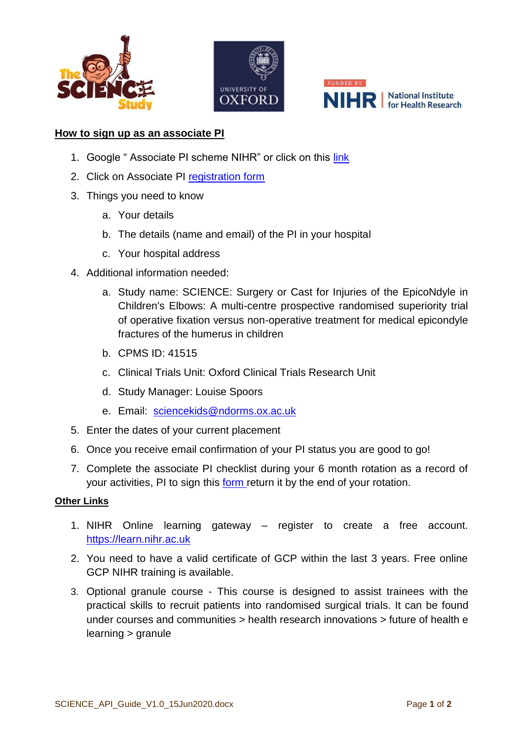## How to sign up as an associate PI

1. Google " Associate PI scheme NIHR" or click on this link
2. Click on Associate PI registration form
3. Things you need to know
   a. Your details
   b. The details (name and email) of the PI in your hospital
   c. Your hospital address
4. Additional information needed:
   a. Study name: SCIENCE: Surgery or Cast for Injuries of the EpicoNdyle in Children's Elbows: A multi-centre prospective randomised superiority trial of operative fixation versus non-operative treatment for medical epicondyle fractures of the humerus in children
   b. CPMS ID: 41515
   c. Clinical Trials Unit: Oxford Clinical Trials Research Unit
   d. Study Manager: Louise Spoors
   e. Email: sciencekids@ndorms.ox.ac.uk
5. Enter the dates of your current placement
6. Once you receive email confirmation of your PI status you are good to go!
7. Complete the associate PI checklist during your 6 month rotation as a record of your activities, PI to sign this form return it by the end of your rotation.

## Other Links

1. NIHR Online learning gateway – register to create a free account. https://learn.nihr.ac.uk
2. You need to have a valid certificate of GCP within the last 3 years. Free online GCP NIHR training is available.
3. Optional granule course - This course is designed to assist trainees with the practical skills to recruit patients into randomised surgical trials. It can be found under courses and communities > health research innovations > future of health e learning > granule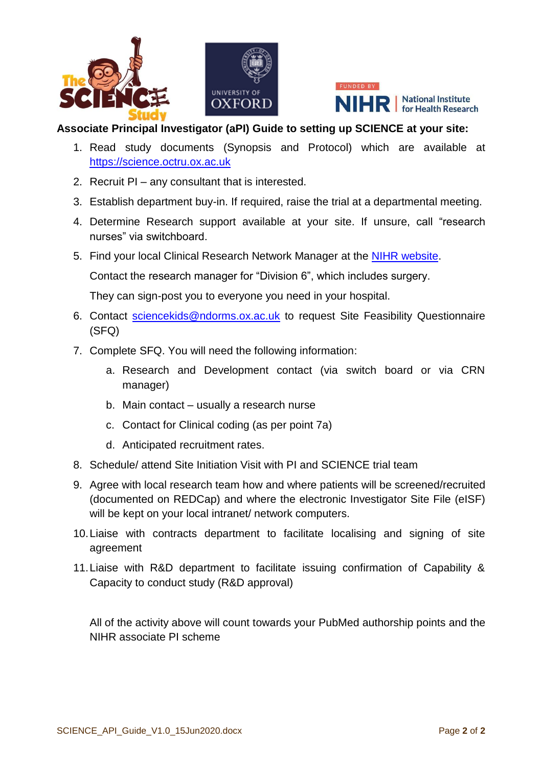**Associate Principal Investigator (aPI) Guide to setting up SCIENCE at your site:**

1. Read study documents (Synopsis and Protocol) which are available at https://science.octru.ox.ac.uk
2. Recruit PI – any consultant that is interested.
3. Establish department buy-in. If required, raise the trial at a departmental meeting.
4. Determine Research support available at your site. If unsure, call "research nurses" via switchboard.
5. Find your local Clinical Research Network Manager at the NIHR website.

   Contact the research manager for "Division 6", which includes surgery.

   They can sign-post you to everyone you need in your hospital.
6. Contact sciencekids@ndorms.ox.ac.uk to request Site Feasibility Questionnaire (SFQ)
7. Complete SFQ. You will need the following information:
   a. Research and Development contact (via switch board or via CRN manager)
   b. Main contact – usually a research nurse
   c. Contact for Clinical coding (as per point 7a)
   d. Anticipated recruitment rates.
8. Schedule/ attend Site Initiation Visit with PI and SCIENCE trial team
9. Agree with local research team how and where patients will be screened/recruited (documented on REDCap) and where the electronic Investigator Site File (eISF) will be kept on your local intranet/ network computers.
10. Liaise with contracts department to facilitate localising and signing of site agreement
11. Liaise with R&D department to facilitate issuing confirmation of Capability & Capacity to conduct study (R&D approval)

All of the activity above will count towards your PubMed authorship points and the NIHR associate PI scheme